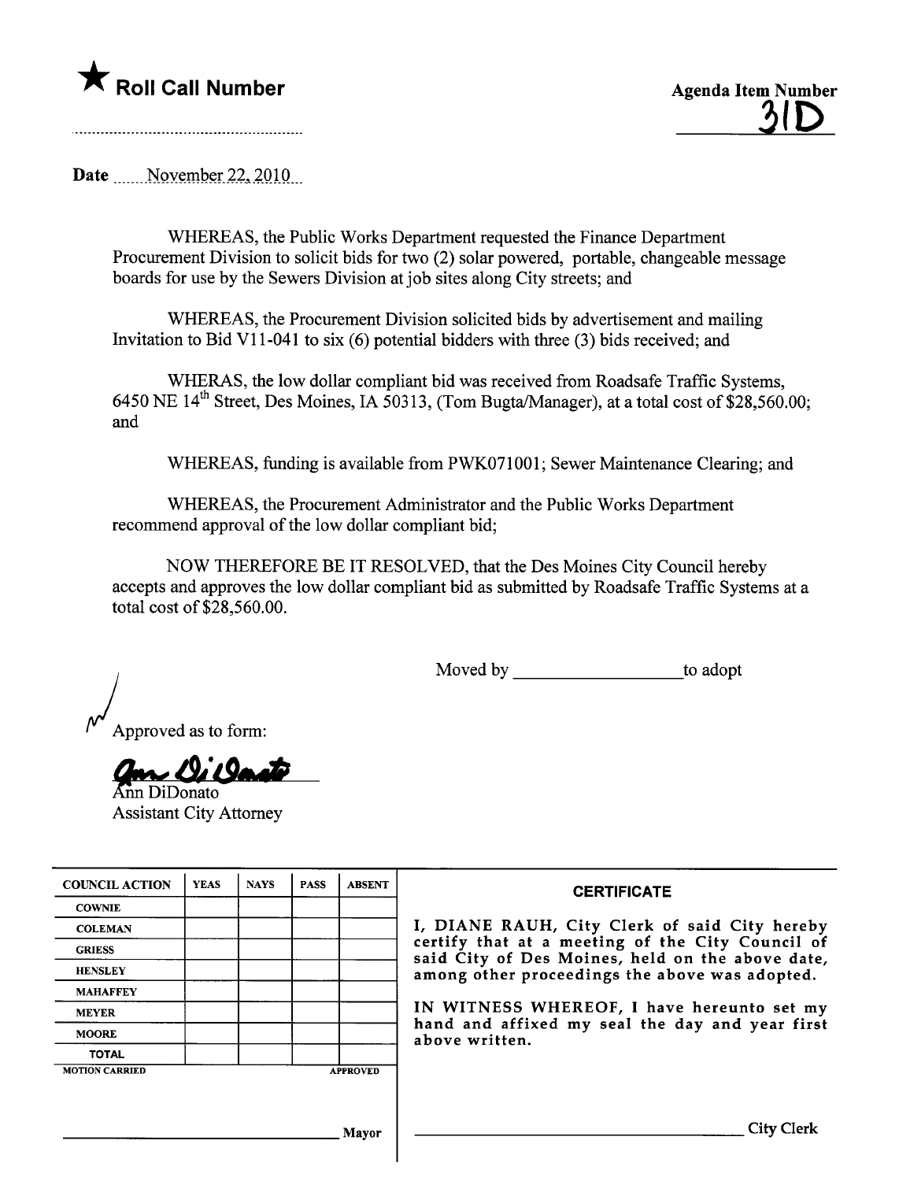★ **Roll Call Number**

**Agenda Item Number**
31D

Date November 22, 2010

WHEREAS, the Public Works Department requested the Finance Department Procurement Division to solicit bids for two (2) solar powered, portable, changeable message boards for use by the Sewers Division at job sites along City streets; and

WHEREAS, the Procurement Division solicited bids by advertisement and mailing Invitation to Bid V11-041 to six (6) potential bidders with three (3) bids received; and

WHERAS, the low dollar compliant bid was received from Roadsafe Traffic Systems, 6450 NE 14th Street, Des Moines, IA 50313, (Tom Bugta/Manager), at a total cost of $28,560.00; and

WHEREAS, funding is available from PWK071001; Sewer Maintenance Clearing; and

WHEREAS, the Procurement Administrator and the Public Works Department recommend approval of the low dollar compliant bid;

NOW THEREFORE BE IT RESOLVED, that the Des Moines City Council hereby accepts and approves the low dollar compliant bid as submitted by Roadsafe Traffic Systems at a total cost of $28,560.00.

Moved by ____________________ to adopt

Approved as to form:

Ann DiDonato
Assistant City Attorney

| COUNCIL ACTION | YEAS | NAYS | PASS | ABSENT |
|---|---|---|---|---|
| COWNIE | | | | |
| COLEMAN | | | | |
| GRIESS | | | | |
| HENSLEY | | | | |
| MAHAFFEY | | | | |
| MEYER | | | | |
| MOORE | | | | |
| TOTAL | | | | |
| MOTION CARRIED | | | | APPROVED |

____________________ Mayor

**CERTIFICATE**

I, DIANE RAUH, City Clerk of said City hereby certify that at a meeting of the City Council of said City of Des Moines, held on the above date, among other proceedings the above was adopted.

IN WITNESS WHEREOF, I have hereunto set my hand and affixed my seal the day and year first above written.

____________________ City Clerk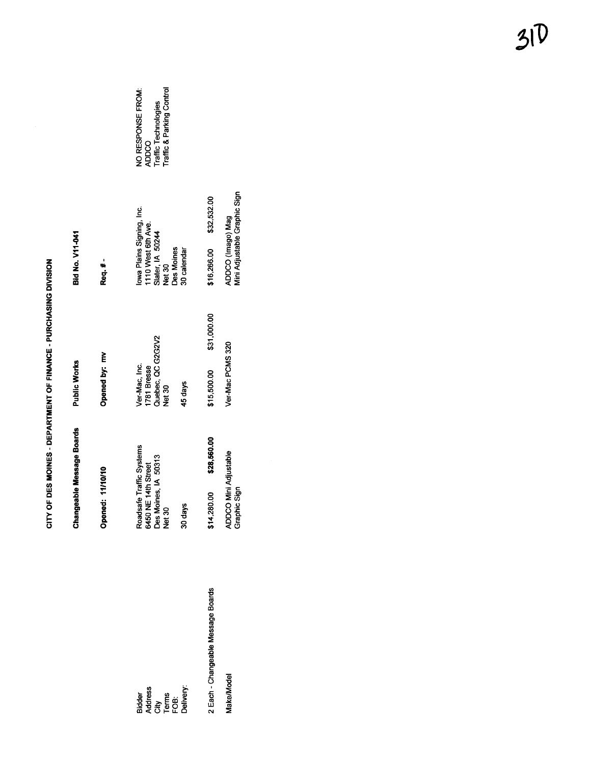# CITY OF DES MOINES - DEPARTMENT OF FINANCE - PURCHASING DIVISION

**Changeable Message Boards** | **Public Works** | **Bid No. V11-041**

**Opened: 11/10/10** | **Opened by: mv** | **Req. # -**

| | | | | | | | |
|---|---|---|---|---|---|---|---|
| Bidder<br>Address<br>City<br>Terms<br>FOB:<br>Delivery: | Roadsafe Traffic Systems<br>6450 NE 14th Street<br>Des Moines, IA 50313<br>Net 30<br><br>30 days | | Ver-Mac, Inc.<br>1781 Bresse<br>Quebec, QC G2G2V2<br>Net 30<br><br>45 days | | Iowa Plains Signing, Inc.<br>1110 West 6th Ave.<br>Slater, IA 50244<br>Net 30<br>Des Moines<br>30 calendar | | NO RESPONSE FROM:<br>ADDCO<br>Traffic Technologies<br>Traffic & Parking Control |
| 2 Each - Changeable Message Boards | $14,280.00 | **$28,560.00** | $15,500.00 | $31,000.00 | $16,266.00 | $32,532.00 | |
| Make/Model | ADDCO Mini Adjustable Graphic Sign | | Ver-Mac PCMS 320 | | ADDCO (Imago) Mag Mini Adjustable Graphic Sign | | |